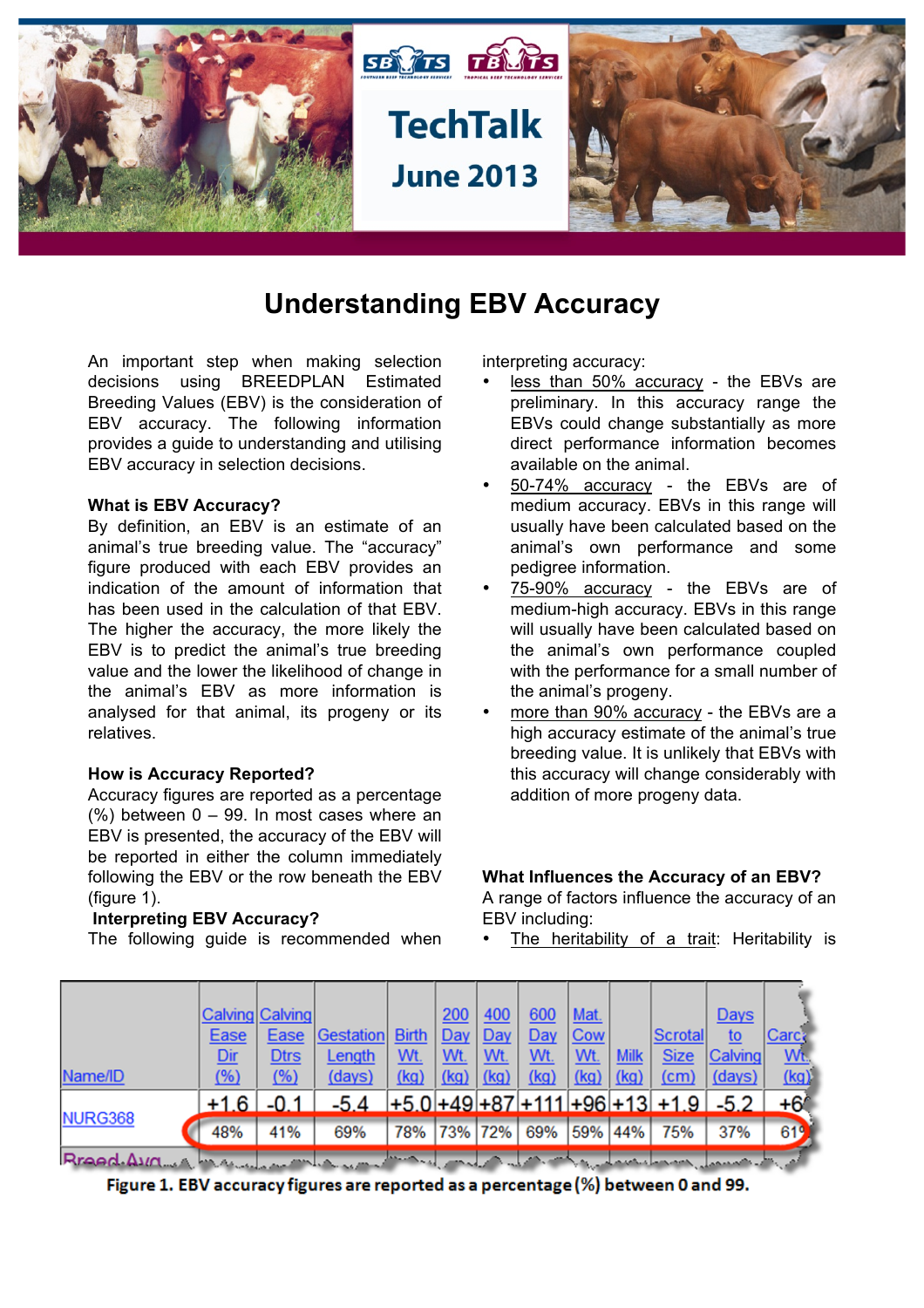# TechTalk

## June 2013

# Understanding EBV Accuracy

An important step when making selection decisions using BREEDPLAN Estimated Breeding Values (EBV) is the consideration of EBV accuracy. The following information provides a guide to understanding and utilising EBV accuracy in selection decisions.

### What is EBV Accuracy?

By definition, an EBV is an estimate of an animal's true breeding value. The "accuracy" figure produced with each EBV provides an indication of the amount of information that has been used in the calculation of that EBV. The higher the accuracy, the more likely the EBV is to predict the animal's true breeding value and the lower the likelihood of change in the animal's EBV as more information is analysed for that animal, its progeny or its relatives.

### How is Accuracy Reported?

Accuracy figures are reported as a percentage (%) between 0 – 99. In most cases where an EBV is presented, the accuracy of the EBV will be reported in either the column immediately following the EBV or the row beneath the EBV (figure 1).

### Interpreting EBV Accuracy?

The following guide is recommended when interpreting accuracy:

- less than 50% accuracy - the EBVs are preliminary. In this accuracy range the EBVs could change substantially as more direct performance information becomes available on the animal.
- 50-74% accuracy - the EBVs are of medium accuracy. EBVs in this range will usually have been calculated based on the animal's own performance and some pedigree information.
- 75-90% accuracy - the EBVs are of medium-high accuracy. EBVs in this range will usually have been calculated based on the animal's own performance coupled with the performance for a small number of the animal's progeny.
- more than 90% accuracy - the EBVs are a high accuracy estimate of the animal's true breeding value. It is unlikely that EBVs with this accuracy will change considerably with addition of more progeny data.

### What Influences the Accuracy of an EBV?

A range of factors influence the accuracy of an EBV including:

- The heritability of a trait: Heritability is

| Name/ID | Calving Ease Dir (%) | Calving Ease Dtrs (%) | Gestation Length (days) | Birth Wt. (kg) | 200 Day Wt. (kg) | 400 Day Wt. (kg) | 600 Day Wt. (kg) | Mat. Cow Wt. (kg) | Milk (kg) | Scrotal Size (cm) | Days to Calving (days) | Carc. Wt. (kg) |
|---|---|---|---|---|---|---|---|---|---|---|---|---|
| NURG368 | +1.6 | -0.1 | -5.4 | +5.0 | +49 | +87 | +111 | +96 | +13 | +1.9 | -5.2 | +6 |
| | 48% | 41% | 69% | 78% | 73% | 72% | 69% | 59% | 44% | 75% | 37% | 61 |
| Breed Avg. | | | | | | | | | | | | |

**Figure 1. EBV accuracy figures are reported as a percentage (%) between 0 and 99.**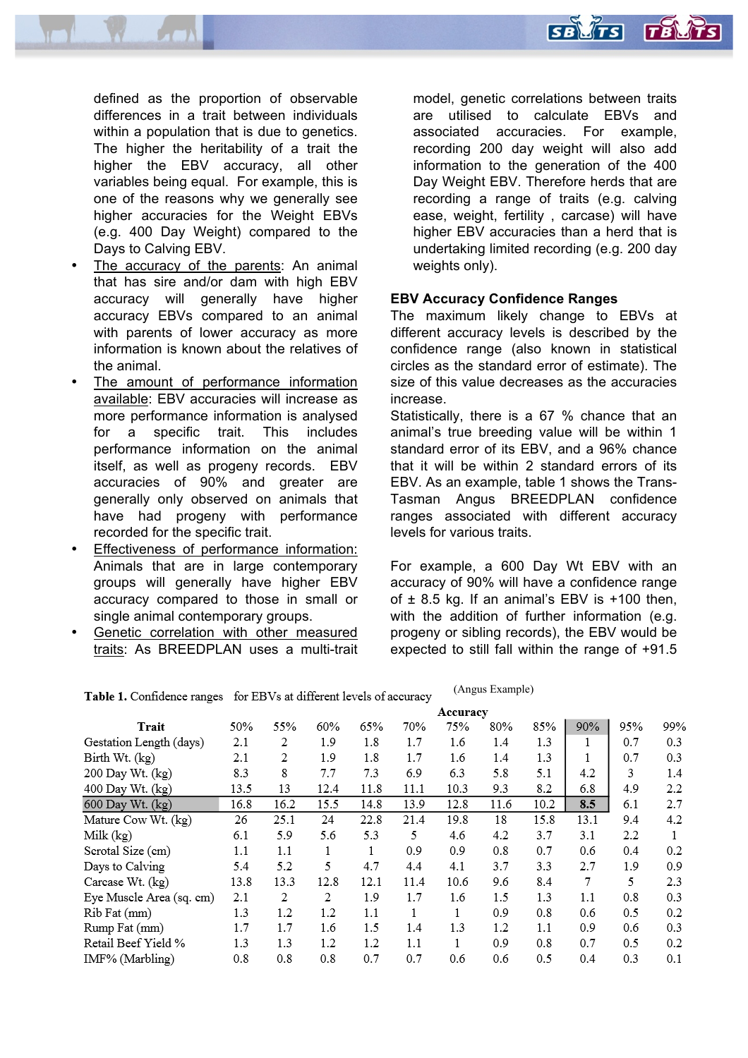defined as the proportion of observable differences in a trait between individuals within a population that is due to genetics. The higher the heritability of a trait the higher the EBV accuracy, all other variables being equal. For example, this is one of the reasons why we generally see higher accuracies for the Weight EBVs (e.g. 400 Day Weight) compared to the Days to Calving EBV.

- The accuracy of the parents: An animal that has sire and/or dam with high EBV accuracy will generally have higher accuracy EBVs compared to an animal with parents of lower accuracy as more information is known about the relatives of the animal.
- The amount of performance information available: EBV accuracies will increase as more performance information is analysed for a specific trait. This includes performance information on the animal itself, as well as progeny records. EBV accuracies of 90% and greater are generally only observed on animals that have had progeny with performance recorded for the specific trait.
- Effectiveness of performance information: Animals that are in large contemporary groups will generally have higher EBV accuracy compared to those in small or single animal contemporary groups.
- Genetic correlation with other measured traits: As BREEDPLAN uses a multi-trait model, genetic correlations between traits are utilised to calculate EBVs and associated accuracies. For example, recording 200 day weight will also add information to the generation of the 400 Day Weight EBV. Therefore herds that are recording a range of traits (e.g. calving ease, weight, fertility , carcase) will have higher EBV accuracies than a herd that is undertaking limited recording (e.g. 200 day weights only).

**EBV Accuracy Confidence Ranges**

The maximum likely change to EBVs at different accuracy levels is described by the confidence range (also known in statistical circles as the standard error of estimate). The size of this value decreases as the accuracies increase.

Statistically, there is a 67 % chance that an animal's true breeding value will be within 1 standard error of its EBV, and a 96% chance that it will be within 2 standard errors of its EBV. As an example, table 1 shows the Trans-Tasman Angus BREEDPLAN confidence ranges associated with different accuracy levels for various traits.

For example, a 600 Day Wt EBV with an accuracy of 90% will have a confidence range of ± 8.5 kg. If an animal's EBV is +100 then, with the addition of further information (e.g. progeny or sibling records), the EBV would be expected to still fall within the range of +91.5

**Table 1.** Confidence ranges for EBVs at different levels of accuracy (Angus Example)

| Trait | Accuracy | | | | | | | | | | |
|---|---|---|---|---|---|---|---|---|---|---|---|
| | 50% | 55% | 60% | 65% | 70% | 75% | 80% | 85% | 90% | 95% | 99% |
| Gestation Length (days) | 2.1 | 2 | 1.9 | 1.8 | 1.7 | 1.6 | 1.4 | 1.3 | 1 | 0.7 | 0.3 |
| Birth Wt. (kg) | 2.1 | 2 | 1.9 | 1.8 | 1.7 | 1.6 | 1.4 | 1.3 | 1 | 0.7 | 0.3 |
| 200 Day Wt. (kg) | 8.3 | 8 | 7.7 | 7.3 | 6.9 | 6.3 | 5.8 | 5.1 | 4.2 | 3 | 1.4 |
| 400 Day Wt. (kg) | 13.5 | 13 | 12.4 | 11.8 | 11.1 | 10.3 | 9.3 | 8.2 | 6.8 | 4.9 | 2.2 |
| 600 Day Wt. (kg) | 16.8 | 16.2 | 15.5 | 14.8 | 13.9 | 12.8 | 11.6 | 10.2 | **8.5** | 6.1 | 2.7 |
| Mature Cow Wt. (kg) | 26 | 25.1 | 24 | 22.8 | 21.4 | 19.8 | 18 | 15.8 | 13.1 | 9.4 | 4.2 |
| Milk (kg) | 6.1 | 5.9 | 5.6 | 5.3 | 5 | 4.6 | 4.2 | 3.7 | 3.1 | 2.2 | 1 |
| Scrotal Size (cm) | 1.1 | 1.1 | 1 | 1 | 0.9 | 0.9 | 0.8 | 0.7 | 0.6 | 0.4 | 0.2 |
| Days to Calving | 5.4 | 5.2 | 5 | 4.7 | 4.4 | 4.1 | 3.7 | 3.3 | 2.7 | 1.9 | 0.9 |
| Carcase Wt. (kg) | 13.8 | 13.3 | 12.8 | 12.1 | 11.4 | 10.6 | 9.6 | 8.4 | 7 | 5 | 2.3 |
| Eye Muscle Area (sq. cm) | 2.1 | 2 | 2 | 1.9 | 1.7 | 1.6 | 1.5 | 1.3 | 1.1 | 0.8 | 0.3 |
| Rib Fat (mm) | 1.3 | 1.2 | 1.2 | 1.1 | 1 | 1 | 0.9 | 0.8 | 0.6 | 0.5 | 0.2 |
| Rump Fat (mm) | 1.7 | 1.7 | 1.6 | 1.5 | 1.4 | 1.3 | 1.2 | 1.1 | 0.9 | 0.6 | 0.3 |
| Retail Beef Yield % | 1.3 | 1.3 | 1.2 | 1.2 | 1.1 | 1 | 0.9 | 0.8 | 0.7 | 0.5 | 0.2 |
| IMF% (Marbling) | 0.8 | 0.8 | 0.8 | 0.7 | 0.7 | 0.6 | 0.6 | 0.5 | 0.4 | 0.3 | 0.1 |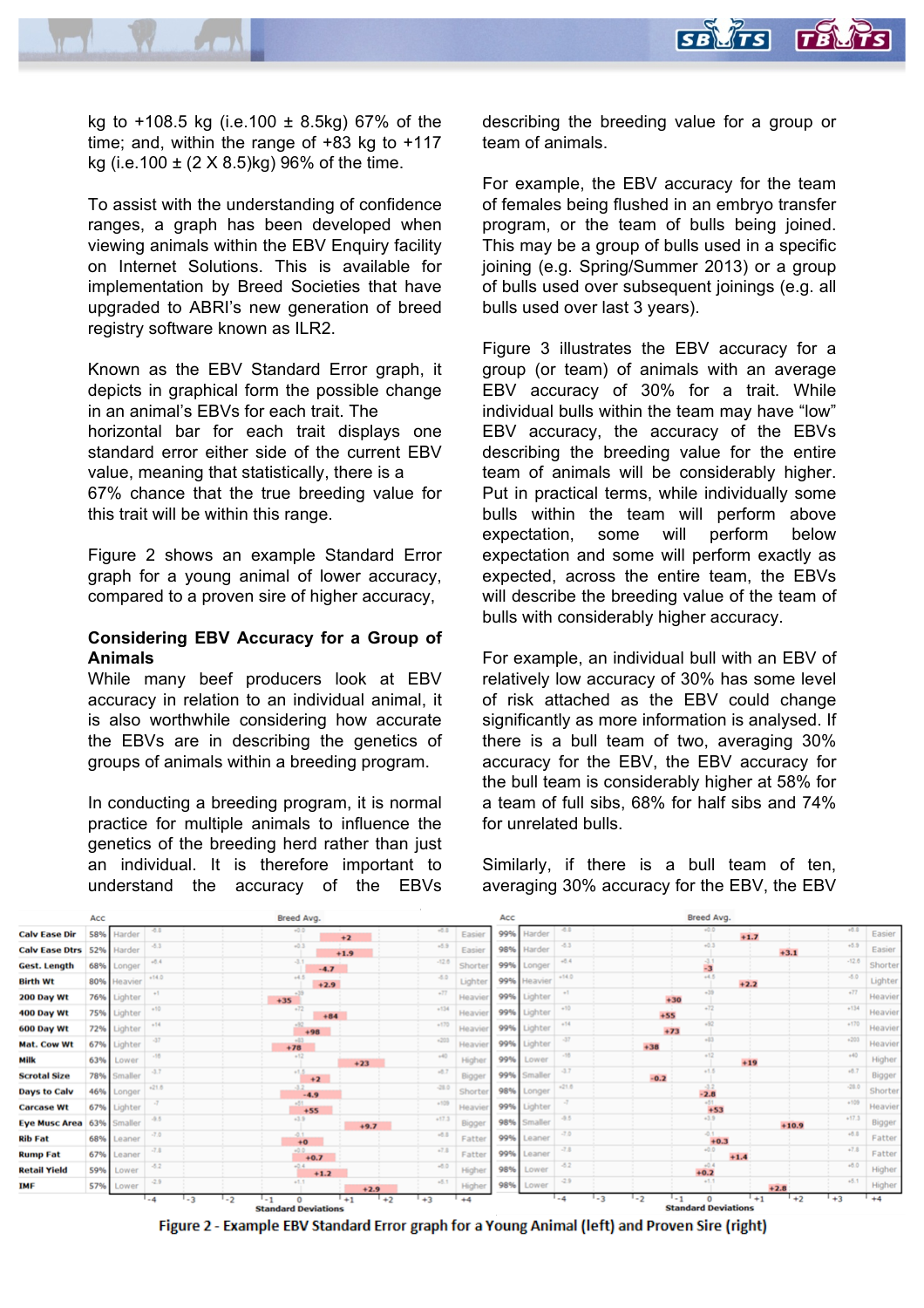kg to +108.5 kg (i.e.100 ± 8.5kg) 67% of the time; and, within the range of +83 kg to +117 kg (i.e.100 ± (2 X 8.5)kg) 96% of the time.

To assist with the understanding of confidence ranges, a graph has been developed when viewing animals within the EBV Enquiry facility on Internet Solutions. This is available for implementation by Breed Societies that have upgraded to ABRI's new generation of breed registry software known as ILR2.

Known as the EBV Standard Error graph, it depicts in graphical form the possible change in an animal's EBVs for each trait. The horizontal bar for each trait displays one standard error either side of the current EBV value, meaning that statistically, there is a 67% chance that the true breeding value for this trait will be within this range.

Figure 2 shows an example Standard Error graph for a young animal of lower accuracy, compared to a proven sire of higher accuracy,

**Considering EBV Accuracy for a Group of Animals**

While many beef producers look at EBV accuracy in relation to an individual animal, it is also worthwhile considering how accurate the EBVs are in describing the genetics of groups of animals within a breeding program.

In conducting a breeding program, it is normal practice for multiple animals to influence the genetics of the breeding herd rather than just an individual. It is therefore important to understand the accuracy of the EBVs describing the breeding value for a group or team of animals.

For example, the EBV accuracy for the team of females being flushed in an embryo transfer program, or the team of bulls being joined. This may be a group of bulls used in a specific joining (e.g. Spring/Summer 2013) or a group of bulls used over subsequent joinings (e.g. all bulls used over last 3 years).

Figure 3 illustrates the EBV accuracy for a group (or team) of animals with an average EBV accuracy of 30% for a trait. While individual bulls within the team may have "low" EBV accuracy, the accuracy of the EBVs describing the breeding value for the entire team of animals will be considerably higher. Put in practical terms, while individually some bulls within the team will perform above expectation, some will perform below expectation and some will perform exactly as expected, across the entire team, the EBVs will describe the breeding value of the team of bulls with considerably higher accuracy.

For example, an individual bull with an EBV of relatively low accuracy of 30% has some level of risk attached as the EBV could change significantly as more information is analysed. If there is a bull team of two, averaging 30% accuracy for the EBV, the EBV accuracy for the bull team is considerably higher at 58% for a team of full sibs, 68% for half sibs and 74% for unrelated bulls.

Similarly, if there is a bull team of ten, averaging 30% accuracy for the EBV, the EBV

| Trait | Acc (Young Animal) | EBV (Young Animal) | Acc (Proven Sire) | EBV (Proven Sire) |
|---|---|---|---|---|
| Calv Ease Dir | 58% | +2 | 99% | +1.7 |
| Calv Ease Dtrs | 52% | +1.9 | 98% | +3.1 |
| Gest. Length | 68% | -4.7 | 99% | -3 |
| Birth Wt | 80% | +2.9 | 99% | +2.2 |
| 200 Day Wt | 76% | +35 | 99% | +30 |
| 400 Day Wt | 75% | +84 | 99% | +55 |
| 600 Day Wt | 72% | +98 | 99% | +73 |
| Mat. Cow Wt | 67% | +78 | 99% | +38 |
| Milk | 63% | +23 | 99% | +19 |
| Scrotal Size | 78% | +2 | 99% | -0.2 |
| Days to Calv | 46% | -4.9 | 98% | -2.8 |
| Carcase Wt | 67% | +55 | 99% | +53 |
| Eye Musc Area | 63% | +9.7 | 98% | +10.9 |
| Rib Fat | 68% | +0 | 99% | +0.3 |
| Rump Fat | 67% | +0.7 | 99% | +1.4 |
| Retail Yield | 59% | +1.2 | 98% | +0.2 |
| IMF | 57% | +2.9 | 98% | +2.8 |

Figure 2 - Example EBV Standard Error graph for a Young Animal (left) and Proven Sire (right)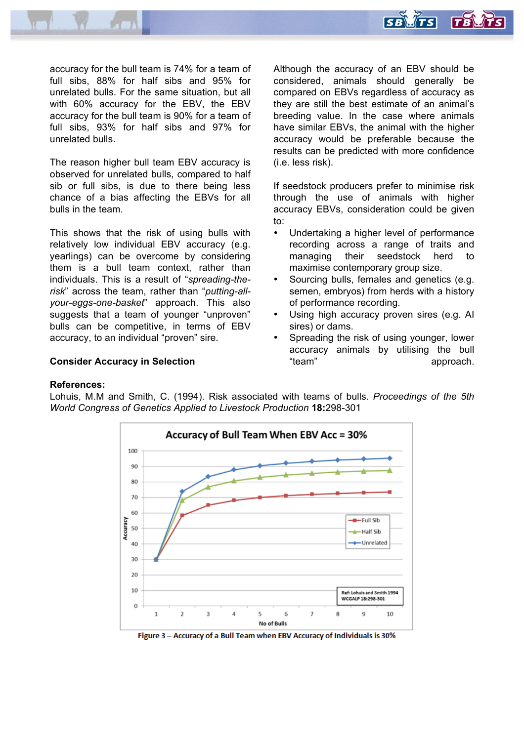accuracy for the bull team is 74% for a team of full sibs, 88% for half sibs and 95% for unrelated bulls. For the same situation, but all with 60% accuracy for the EBV, the EBV accuracy for the bull team is 90% for a team of full sibs, 93% for half sibs and 97% for unrelated bulls.

The reason higher bull team EBV accuracy is observed for unrelated bulls, compared to half sib or full sibs, is due to there being less chance of a bias affecting the EBVs for all bulls in the team.

This shows that the risk of using bulls with relatively low individual EBV accuracy (e.g. yearlings) can be overcome by considering them is a bull team context, rather then individuals. This is a result of "*spreading-the-risk*" across the team, rather than "*putting-all-your-eggs-one-basket*" approach. This also suggests that a team of younger "unproven" bulls can be competitive, in terms of EBV accuracy, to an individual "proven" sire.

**Consider Accuracy in Selection**

Although the accuracy of an EBV should be considered, animals should generally be compared on EBVs regardless of accuracy as they are still the best estimate of an animal's breeding value. In the case where animals have similar EBVs, the animal with the higher accuracy would be preferable because the results can be predicted with more confidence (i.e. less risk).

If seedstock producers prefer to minimise risk through the use of animals with higher accuracy EBVs, consideration could be given to:

- Undertaking a higher level of performance recording across a range of traits and managing their seedstock herd to maximise contemporary group size.
- Sourcing bulls, females and genetics (e.g. semen, embryos) from herds with a history of performance recording.
- Using high accuracy proven sires (e.g. AI sires) or dams.
- Spreading the risk of using younger, lower accuracy animals by utilising the bull "team" approach.

**References:**

Lohuis, M.M and Smith, C. (1994). Risk associated with teams of bulls. *Proceedings of the 5th World Congress of Genetics Applied to Livestock Production* **18:**298-301

Accuracy of Bull Team When EBV Acc = 30%

Accuracy

No of Bulls

Full Sib
Half Sib
Unrelated

Ref: Lohuis and Smith 1994 WCGALP 18:298-301

Figure 3 – Accuracy of a Bull Team when EBV Accuracy of Individuals is 30%